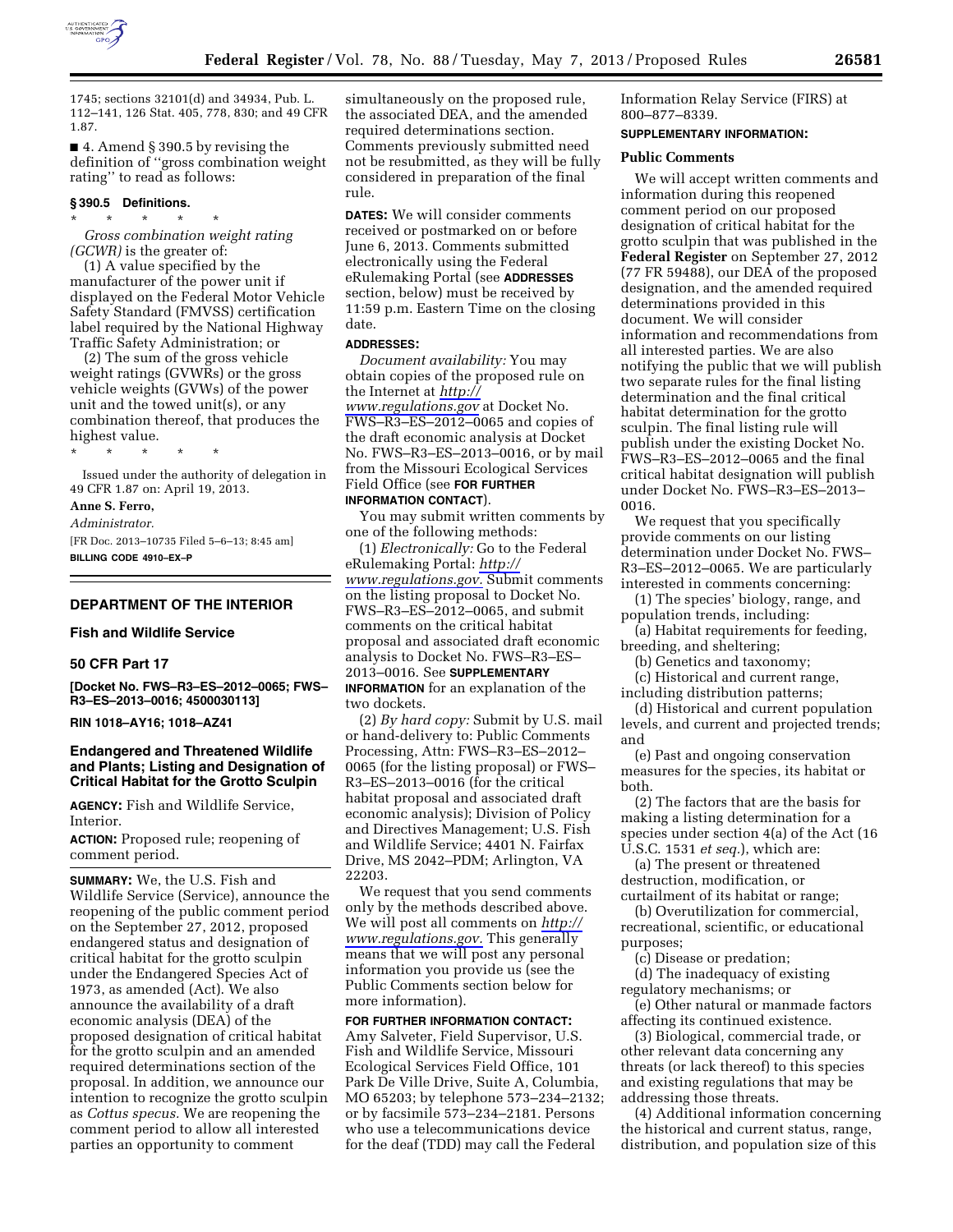1745; sections 32101(d) and 34934, Pub. L. 112–141, 126 Stat. 405, 778, 830; and 49 CFR 1.87.

■ 4. Amend § 390.5 by revising the definition of "gross combination weight rating" to read as follows:

### § 390.5 Definitions.

\* \* \* \* \*

*Gross combination weight rating (GCWR)* is the greater of:

(1) A value specified by the manufacturer of the power unit if displayed on the Federal Motor Vehicle Safety Standard (FMVSS) certification label required by the National Highway Traffic Safety Administration; or

(2) The sum of the gross vehicle weight ratings (GVWRs) or the gross vehicle weights (GVWs) of the power unit and the towed unit(s), or any combination thereof, that produces the highest value.

\* \* \* \* \*

Issued under the authority of delegation in 49 CFR 1.87 on: April 19, 2013.

**Anne S. Ferro,**

*Administrator.*

[FR Doc. 2013–10735 Filed 5–6–13; 8:45 am]

**BILLING CODE 4910–EX–P**

---

## DEPARTMENT OF THE INTERIOR

### Fish and Wildlife Service

### 50 CFR Part 17

**[Docket No. FWS–R3–ES–2012–0065; FWS–R3–ES–2013–0016; 4500030113]**

**RIN 1018–AY16; 1018–AZ41**

## Endangered and Threatened Wildlife and Plants; Listing and Designation of Critical Habitat for the Grotto Sculpin

**AGENCY:** Fish and Wildlife Service, Interior.

**ACTION:** Proposed rule; reopening of comment period.

**SUMMARY:** We, the U.S. Fish and Wildlife Service (Service), announce the reopening of the public comment period on the September 27, 2012, proposed endangered status and designation of critical habitat for the grotto sculpin under the Endangered Species Act of 1973, as amended (Act). We also announce the availability of a draft economic analysis (DEA) of the proposed designation of critical habitat for the grotto sculpin and an amended required determinations section of the proposal. In addition, we announce our intention to recognize the grotto sculpin as *Cottus specus.* We are reopening the comment period to allow all interested parties an opportunity to comment simultaneously on the proposed rule, the associated DEA, and the amended required determinations section. Comments previously submitted need not be resubmitted, as they will be fully considered in preparation of the final rule.

**DATES:** We will consider comments received or postmarked on or before June 6, 2013. Comments submitted electronically using the Federal eRulemaking Portal (see **ADDRESSES** section, below) must be received by 11:59 p.m. Eastern Time on the closing date.

**ADDRESSES:**

*Document availability:* You may obtain copies of the proposed rule on the Internet at *http://www.regulations.gov* at Docket No. FWS–R3–ES–2012–0065 and copies of the draft economic analysis at Docket No. FWS–R3–ES–2013–0016, or by mail from the Missouri Ecological Services Field Office (see **FOR FURTHER INFORMATION CONTACT**).

You may submit written comments by one of the following methods:

(1) *Electronically:* Go to the Federal eRulemaking Portal: *http://www.regulations.gov.* Submit comments on the listing proposal to Docket No. FWS–R3–ES–2012–0065, and submit comments on the critical habitat proposal and associated draft economic analysis to Docket No. FWS–R3–ES–2013–0016. See **SUPPLEMENTARY INFORMATION** for an explanation of the two dockets.

(2) *By hard copy:* Submit by U.S. mail or hand-delivery to: Public Comments Processing, Attn: FWS–R3–ES–2012–0065 (for the listing proposal) or FWS–R3–ES–2013–0016 (for the critical habitat proposal and associated draft economic analysis); Division of Policy and Directives Management; U.S. Fish and Wildlife Service; 4401 N. Fairfax Drive, MS 2042–PDM; Arlington, VA 22203.

We request that you send comments only by the methods described above. We will post all comments on *http://www.regulations.gov.* This generally means that we will post any personal information you provide us (see the Public Comments section below for more information).

**FOR FURTHER INFORMATION CONTACT:** Amy Salveter, Field Supervisor, U.S. Fish and Wildlife Service, Missouri Ecological Services Field Office, 101 Park De Ville Drive, Suite A, Columbia, MO 65203; by telephone 573–234–2132; or by facsimile 573–234–2181. Persons who use a telecommunications device for the deaf (TDD) may call the Federal Information Relay Service (FIRS) at 800–877–8339.

**SUPPLEMENTARY INFORMATION:**

### Public Comments

We will accept written comments and information during this reopened comment period on our proposed designation of critical habitat for the grotto sculpin that was published in the **Federal Register** on September 27, 2012 (77 FR 59488), our DEA of the proposed designation, and the amended required determinations provided in this document. We will consider information and recommendations from all interested parties. We are also notifying the public that we will publish two separate rules for the final listing determination and the final critical habitat determination for the grotto sculpin. The final listing rule will publish under the existing Docket No. FWS–R3–ES–2012–0065 and the final critical habitat designation will publish under Docket No. FWS–R3–ES–2013–0016.

We request that you specifically provide comments on our listing determination under Docket No. FWS–R3–ES–2012–0065. We are particularly interested in comments concerning:

(1) The species' biology, range, and population trends, including:

(a) Habitat requirements for feeding, breeding, and sheltering;

(b) Genetics and taxonomy;

(c) Historical and current range, including distribution patterns;

(d) Historical and current population levels, and current and projected trends; and

(e) Past and ongoing conservation measures for the species, its habitat or both.

(2) The factors that are the basis for making a listing determination for a species under section 4(a) of the Act (16 U.S.C. 1531 *et seq.*), which are:

(a) The present or threatened destruction, modification, or curtailment of its habitat or range;

(b) Overutilization for commercial, recreational, scientific, or educational purposes;

(c) Disease or predation;

(d) The inadequacy of existing regulatory mechanisms; or

(e) Other natural or manmade factors affecting its continued existence.

(3) Biological, commercial trade, or other relevant data concerning any threats (or lack thereof) to this species and existing regulations that may be addressing those threats.

(4) Additional information concerning the historical and current status, range, distribution, and population size of this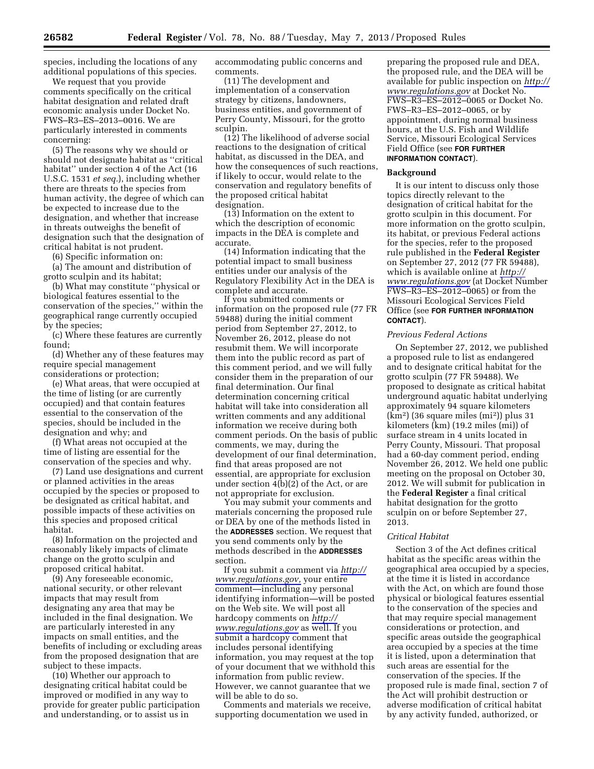species, including the locations of any additional populations of this species.

We request that you provide comments specifically on the critical habitat designation and related draft economic analysis under Docket No. FWS–R3–ES–2013–0016. We are particularly interested in comments concerning:

(5) The reasons why we should or should not designate habitat as ''critical habitat'' under section 4 of the Act (16 U.S.C. 1531 *et seq.*), including whether there are threats to the species from human activity, the degree of which can be expected to increase due to the designation, and whether that increase in threats outweighs the benefit of designation such that the designation of critical habitat is not prudent.

(6) Specific information on:

(a) The amount and distribution of grotto sculpin and its habitat;

(b) What may constitute ''physical or biological features essential to the conservation of the species,'' within the geographical range currently occupied by the species;

(c) Where these features are currently found;

(d) Whether any of these features may require special management considerations or protection;

(e) What areas, that were occupied at the time of listing (or are currently occupied) and that contain features essential to the conservation of the species, should be included in the designation and why; and

(f) What areas not occupied at the time of listing are essential for the conservation of the species and why.

(7) Land use designations and current or planned activities in the areas occupied by the species or proposed to be designated as critical habitat, and possible impacts of these activities on this species and proposed critical habitat.

(8) Information on the projected and reasonably likely impacts of climate change on the grotto sculpin and proposed critical habitat.

(9) Any foreseeable economic, national security, or other relevant impacts that may result from designating any area that may be included in the final designation. We are particularly interested in any impacts on small entities, and the benefits of including or excluding areas from the proposed designation that are subject to these impacts.

(10) Whether our approach to designating critical habitat could be improved or modified in any way to provide for greater public participation and understanding, or to assist us in accommodating public concerns and comments.

(11) The development and implementation of a conservation strategy by citizens, landowners, business entities, and government of Perry County, Missouri, for the grotto sculpin.

(12) The likelihood of adverse social reactions to the designation of critical habitat, as discussed in the DEA, and how the consequences of such reactions, if likely to occur, would relate to the conservation and regulatory benefits of the proposed critical habitat designation.

(13) Information on the extent to which the description of economic impacts in the DEA is complete and accurate.

(14) Information indicating that the potential impact to small business entities under our analysis of the Regulatory Flexibility Act in the DEA is complete and accurate.

If you submitted comments or information on the proposed rule (77 FR 59488) during the initial comment period from September 27, 2012, to November 26, 2012, please do not resubmit them. We will incorporate them into the public record as part of this comment period, and we will fully consider them in the preparation of our final determination. Our final determination concerning critical habitat will take into consideration all written comments and any additional information we receive during both comment periods. On the basis of public comments, we may, during the development of our final determination, find that areas proposed are not essential, are appropriate for exclusion under section 4(b)(2) of the Act, or are not appropriate for exclusion.

You may submit your comments and materials concerning the proposed rule or DEA by one of the methods listed in the **ADDRESSES** section. We request that you send comments only by the methods described in the **ADDRESSES** section.

If you submit a comment via *http://www.regulations.gov,* your entire comment—including any personal identifying information—will be posted on the Web site. We will post all hardcopy comments on *http://www.regulations.gov* as well. If you submit a hardcopy comment that includes personal identifying information, you may request at the top of your document that we withhold this information from public review. However, we cannot guarantee that we will be able to do so.

Comments and materials we receive, supporting documentation we used in preparing the proposed rule and DEA, the proposed rule, and the DEA will be available for public inspection on *http://www.regulations.gov* at Docket No. FWS–R3–ES–2012–0065 or Docket No. FWS–R3–ES–2012–0065, or by appointment, during normal business hours, at the U.S. Fish and Wildlife Service, Missouri Ecological Services Field Office (see **FOR FURTHER INFORMATION CONTACT**).

## Background

It is our intent to discuss only those topics directly relevant to the designation of critical habitat for the grotto sculpin in this document. For more information on the grotto sculpin, its habitat, or previous Federal actions for the species, refer to the proposed rule published in the **Federal Register** on September 27, 2012 (77 FR 59488), which is available online at *http://www.regulations.gov* (at Docket Number FWS–R3–ES–2012–0065) or from the Missouri Ecological Services Field Office (see **FOR FURTHER INFORMATION CONTACT**).

### *Previous Federal Actions*

On September 27, 2012, we published a proposed rule to list as endangered and to designate critical habitat for the grotto sculpin (77 FR 59488). We proposed to designate as critical habitat underground aquatic habitat underlying approximately 94 square kilometers (km$^2$) (36 square miles (mi$^2$)) plus 31 kilometers (km) (19.2 miles (mi)) of surface stream in 4 units located in Perry County, Missouri. That proposal had a 60-day comment period, ending November 26, 2012. We held one public meeting on the proposal on October 30, 2012. We will submit for publication in the **Federal Register** a final critical habitat designation for the grotto sculpin on or before September 27, 2013.

### *Critical Habitat*

Section 3 of the Act defines critical habitat as the specific areas within the geographical area occupied by a species, at the time it is listed in accordance with the Act, on which are found those physical or biological features essential to the conservation of the species and that may require special management considerations or protection, and specific areas outside the geographical area occupied by a species at the time it is listed, upon a determination that such areas are essential for the conservation of the species. If the proposed rule is made final, section 7 of the Act will prohibit destruction or adverse modification of critical habitat by any activity funded, authorized, or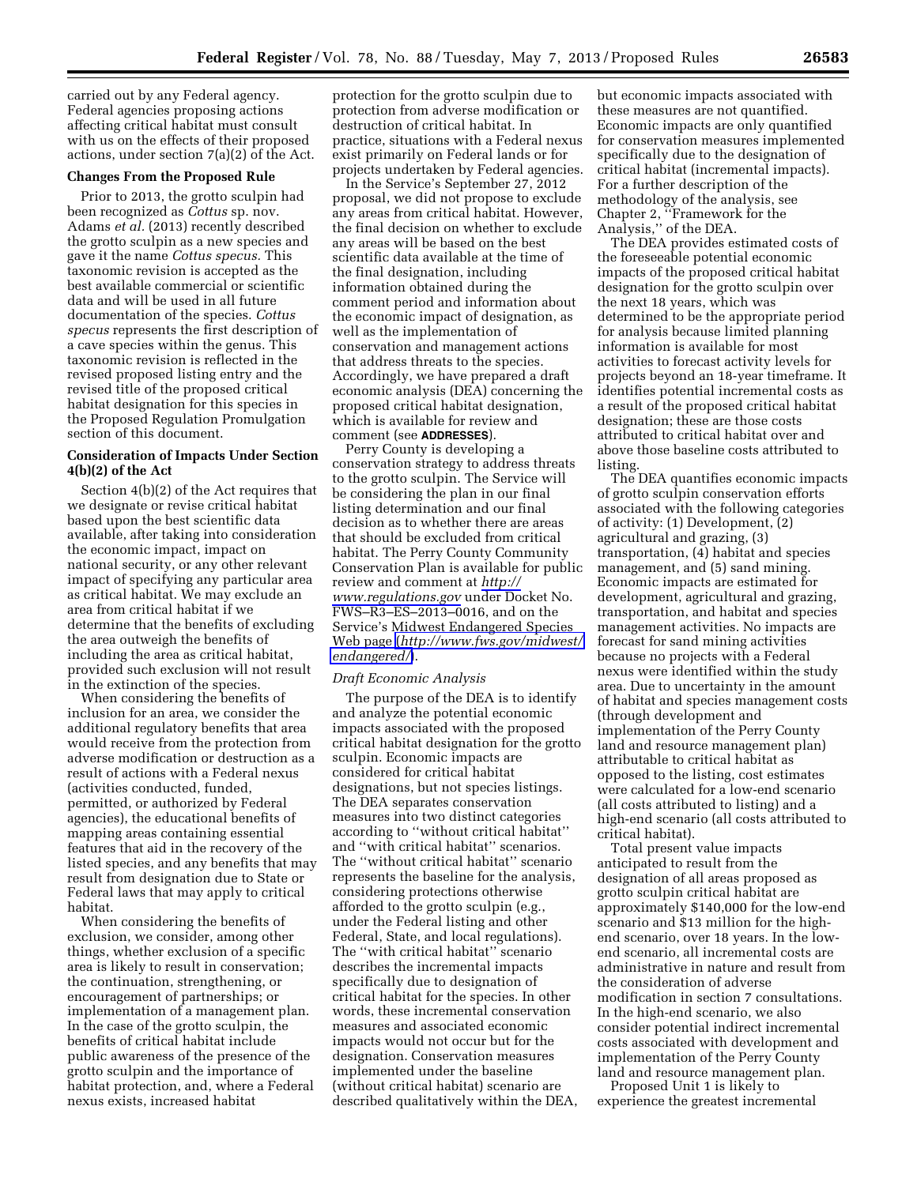carried out by any Federal agency. Federal agencies proposing actions affecting critical habitat must consult with us on the effects of their proposed actions, under section 7(a)(2) of the Act.

**Changes From the Proposed Rule**

Prior to 2013, the grotto sculpin had been recognized as *Cottus* sp. nov. Adams *et al.* (2013) recently described the grotto sculpin as a new species and gave it the name *Cottus specus.* This taxonomic revision is accepted as the best available commercial or scientific data and will be used in all future documentation of the species. *Cottus specus* represents the first description of a cave species within the genus. This taxonomic revision is reflected in the revised proposed listing entry and the revised title of the proposed critical habitat designation for this species in the Proposed Regulation Promulgation section of this document.

**Consideration of Impacts Under Section 4(b)(2) of the Act**

Section 4(b)(2) of the Act requires that we designate or revise critical habitat based upon the best scientific data available, after taking into consideration the economic impact, impact on national security, or any other relevant impact of specifying any particular area as critical habitat. We may exclude an area from critical habitat if we determine that the benefits of excluding the area outweigh the benefits of including the area as critical habitat, provided such exclusion will not result in the extinction of the species.

When considering the benefits of inclusion for an area, we consider the additional regulatory benefits that area would receive from the protection from adverse modification or destruction as a result of actions with a Federal nexus (activities conducted, funded, permitted, or authorized by Federal agencies), the educational benefits of mapping areas containing essential features that aid in the recovery of the listed species, and any benefits that may result from designation due to State or Federal laws that may apply to critical habitat.

When considering the benefits of exclusion, we consider, among other things, whether exclusion of a specific area is likely to result in conservation; the continuation, strengthening, or encouragement of partnerships; or implementation of a management plan. In the case of the grotto sculpin, the benefits of critical habitat include public awareness of the presence of the grotto sculpin and the importance of habitat protection, and, where a Federal nexus exists, increased habitat protection for the grotto sculpin due to protection from adverse modification or destruction of critical habitat. In practice, situations with a Federal nexus exist primarily on Federal lands or for projects undertaken by Federal agencies.

In the Service's September 27, 2012 proposal, we did not propose to exclude any areas from critical habitat. However, the final decision on whether to exclude any areas will be based on the best scientific data available at the time of the final designation, including information obtained during the comment period and information about the economic impact of designation, as well as the implementation of conservation and management actions that address threats to the species. Accordingly, we have prepared a draft economic analysis (DEA) concerning the proposed critical habitat designation, which is available for review and comment (see **ADDRESSES**).

Perry County is developing a conservation strategy to address threats to the grotto sculpin. The Service will be considering the plan in our final listing determination and our final decision as to whether there are areas that should be excluded from critical habitat. The Perry County Community Conservation Plan is available for public review and comment at *http://www.regulations.gov* under Docket No. FWS–R3–ES–2013–0016, and on the Service's Midwest Endangered Species Web page (*http://www.fws.gov/midwest/endangered/*).

*Draft Economic Analysis*

The purpose of the DEA is to identify and analyze the potential economic impacts associated with the proposed critical habitat designation for the grotto sculpin. Economic impacts are considered for critical habitat designations, but not species listings. The DEA separates conservation measures into two distinct categories according to ''without critical habitat'' and ''with critical habitat'' scenarios. The ''without critical habitat'' scenario represents the baseline for the analysis, considering protections otherwise afforded to the grotto sculpin (e.g., under the Federal listing and other Federal, State, and local regulations). The ''with critical habitat'' scenario describes the incremental impacts specifically due to designation of critical habitat for the species. In other words, these incremental conservation measures and associated economic impacts would not occur but for the designation. Conservation measures implemented under the baseline (without critical habitat) scenario are described qualitatively within the DEA, but economic impacts associated with these measures are not quantified. Economic impacts are only quantified for conservation measures implemented specifically due to the designation of critical habitat (incremental impacts). For a further description of the methodology of the analysis, see Chapter 2, ''Framework for the Analysis,'' of the DEA.

The DEA provides estimated costs of the foreseeable potential economic impacts of the proposed critical habitat designation for the grotto sculpin over the next 18 years, which was determined to be the appropriate period for analysis because limited planning information is available for most activities to forecast activity levels for projects beyond an 18-year timeframe. It identifies potential incremental costs as a result of the proposed critical habitat designation; these are those costs attributed to critical habitat over and above those baseline costs attributed to listing.

The DEA quantifies economic impacts of grotto sculpin conservation efforts associated with the following categories of activity: (1) Development, (2) agricultural and grazing, (3) transportation, (4) habitat and species management, and (5) sand mining. Economic impacts are estimated for development, agricultural and grazing, transportation, and habitat and species management activities. No impacts are forecast for sand mining activities because no projects with a Federal nexus were identified within the study area. Due to uncertainty in the amount of habitat and species management costs (through development and implementation of the Perry County land and resource management plan) attributable to critical habitat as opposed to the listing, cost estimates were calculated for a low-end scenario (all costs attributed to listing) and a high-end scenario (all costs attributed to critical habitat).

Total present value impacts anticipated to result from the designation of all areas proposed as grotto sculpin critical habitat are approximately $140,000 for the low-end scenario and $13 million for the high-end scenario, over 18 years. In the low-end scenario, all incremental costs are administrative in nature and result from the consideration of adverse modification in section 7 consultations. In the high-end scenario, we also consider potential indirect incremental costs associated with development and implementation of the Perry County land and resource management plan.

Proposed Unit 1 is likely to experience the greatest incremental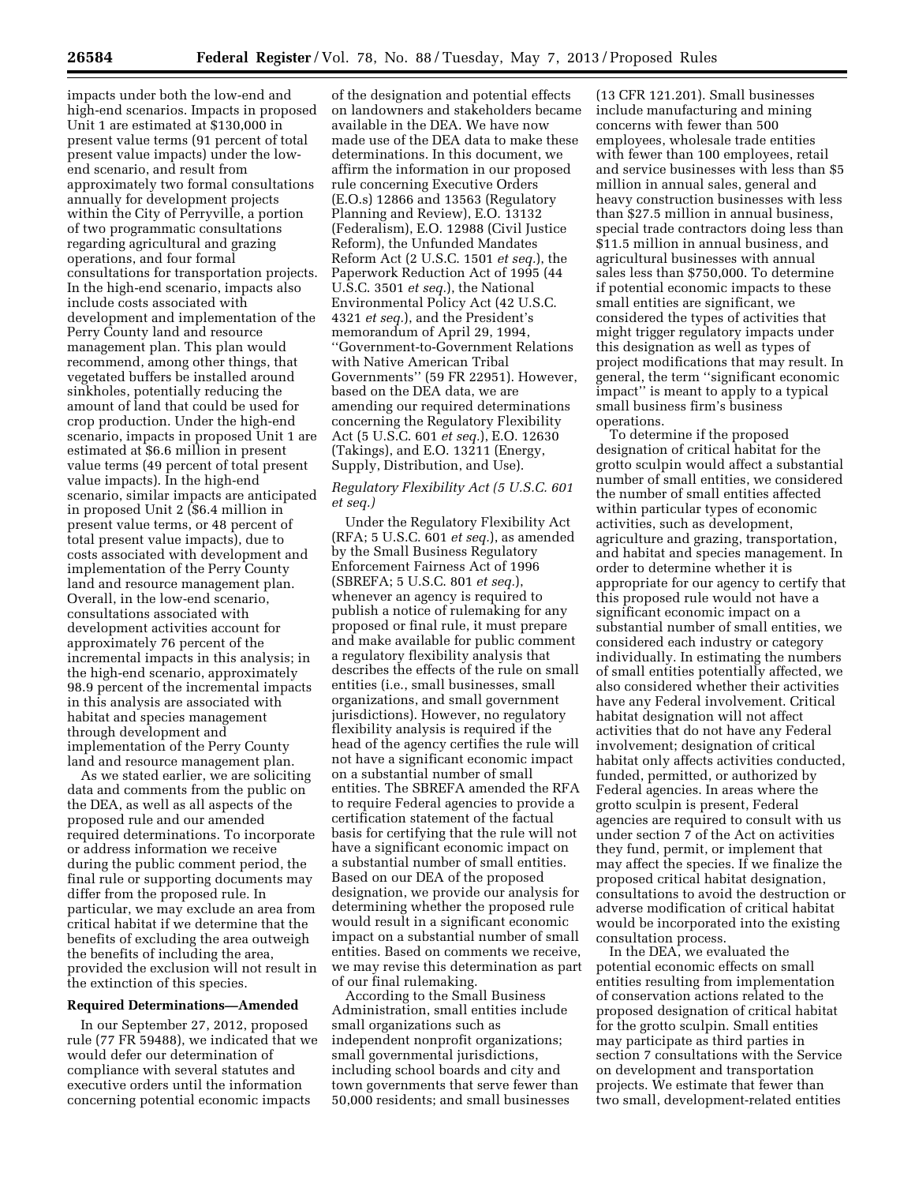impacts under both the low-end and high-end scenarios. Impacts in proposed Unit 1 are estimated at $130,000 in present value terms (91 percent of total present value impacts) under the low-end scenario, and result from approximately two formal consultations annually for development projects within the City of Perryville, a portion of two programmatic consultations regarding agricultural and grazing operations, and four formal consultations for transportation projects. In the high-end scenario, impacts also include costs associated with development and implementation of the Perry County land and resource management plan. This plan would recommend, among other things, that vegetated buffers be installed around sinkholes, potentially reducing the amount of land that could be used for crop production. Under the high-end scenario, impacts in proposed Unit 1 are estimated at $6.6 million in present value terms (49 percent of total present value impacts). In the high-end scenario, similar impacts are anticipated in proposed Unit 2 ($6.4 million in present value terms, or 48 percent of total present value impacts), due to costs associated with development and implementation of the Perry County land and resource management plan. Overall, in the low-end scenario, consultations associated with development activities account for approximately 76 percent of the incremental impacts in this analysis; in the high-end scenario, approximately 98.9 percent of the incremental impacts in this analysis are associated with habitat and species management through development and implementation of the Perry County land and resource management plan.

As we stated earlier, we are soliciting data and comments from the public on the DEA, as well as all aspects of the proposed rule and our amended required determinations. To incorporate or address information we receive during the public comment period, the final rule or supporting documents may differ from the proposed rule. In particular, we may exclude an area from critical habitat if we determine that the benefits of excluding the area outweigh the benefits of including the area, provided the exclusion will not result in the extinction of this species.

## Required Determinations—Amended

In our September 27, 2012, proposed rule (77 FR 59488), we indicated that we would defer our determination of compliance with several statutes and executive orders until the information concerning potential economic impacts of the designation and potential effects on landowners and stakeholders became available in the DEA. We have now made use of the DEA data to make these determinations. In this document, we affirm the information in our proposed rule concerning Executive Orders (E.O.s) 12866 and 13563 (Regulatory Planning and Review), E.O. 13132 (Federalism), E.O. 12988 (Civil Justice Reform), the Unfunded Mandates Reform Act (2 U.S.C. 1501 *et seq.*), the Paperwork Reduction Act of 1995 (44 U.S.C. 3501 *et seq.*), the National Environmental Policy Act (42 U.S.C. 4321 *et seq.*), and the President's memorandum of April 29, 1994, ''Government-to-Government Relations with Native American Tribal Governments'' (59 FR 22951). However, based on the DEA data, we are amending our required determinations concerning the Regulatory Flexibility Act (5 U.S.C. 601 *et seq.*), E.O. 12630 (Takings), and E.O. 13211 (Energy, Supply, Distribution, and Use).

### *Regulatory Flexibility Act (5 U.S.C. 601 et seq.)*

Under the Regulatory Flexibility Act (RFA; 5 U.S.C. 601 *et seq.*), as amended by the Small Business Regulatory Enforcement Fairness Act of 1996 (SBREFA; 5 U.S.C. 801 *et seq.*), whenever an agency is required to publish a notice of rulemaking for any proposed or final rule, it must prepare and make available for public comment a regulatory flexibility analysis that describes the effects of the rule on small entities (i.e., small businesses, small organizations, and small government jurisdictions). However, no regulatory flexibility analysis is required if the head of the agency certifies the rule will not have a significant economic impact on a substantial number of small entities. The SBREFA amended the RFA to require Federal agencies to provide a certification statement of the factual basis for certifying that the rule will not have a significant economic impact on a substantial number of small entities. Based on our DEA of the proposed designation, we provide our analysis for determining whether the proposed rule would result in a significant economic impact on a substantial number of small entities. Based on comments we receive, we may revise this determination as part of our final rulemaking.

According to the Small Business Administration, small entities include small organizations such as independent nonprofit organizations; small governmental jurisdictions, including school boards and city and town governments that serve fewer than 50,000 residents; and small businesses (13 CFR 121.201). Small businesses include manufacturing and mining concerns with fewer than 500 employees, wholesale trade entities with fewer than 100 employees, retail and service businesses with less than $5 million in annual sales, general and heavy construction businesses with less than $27.5 million in annual business, special trade contractors doing less than $11.5 million in annual business, and agricultural businesses with annual sales less than $750,000. To determine if potential economic impacts to these small entities are significant, we considered the types of activities that might trigger regulatory impacts under this designation as well as types of project modifications that may result. In general, the term ''significant economic impact'' is meant to apply to a typical small business firm's business operations.

To determine if the proposed designation of critical habitat for the grotto sculpin would affect a substantial number of small entities, we considered the number of small entities affected within particular types of economic activities, such as development, agriculture and grazing, transportation, and habitat and species management. In order to determine whether it is appropriate for our agency to certify that this proposed rule would not have a significant economic impact on a substantial number of small entities, we considered each industry or category individually. In estimating the numbers of small entities potentially affected, we also considered whether their activities have any Federal involvement. Critical habitat designation will not affect activities that do not have any Federal involvement; designation of critical habitat only affects activities conducted, funded, permitted, or authorized by Federal agencies. In areas where the grotto sculpin is present, Federal agencies are required to consult with us under section 7 of the Act on activities they fund, permit, or implement that may affect the species. If we finalize the proposed critical habitat designation, consultations to avoid the destruction or adverse modification of critical habitat would be incorporated into the existing consultation process.

In the DEA, we evaluated the potential economic effects on small entities resulting from implementation of conservation actions related to the proposed designation of critical habitat for the grotto sculpin. Small entities may participate as third parties in section 7 consultations with the Service on development and transportation projects. We estimate that fewer than two small, development-related entities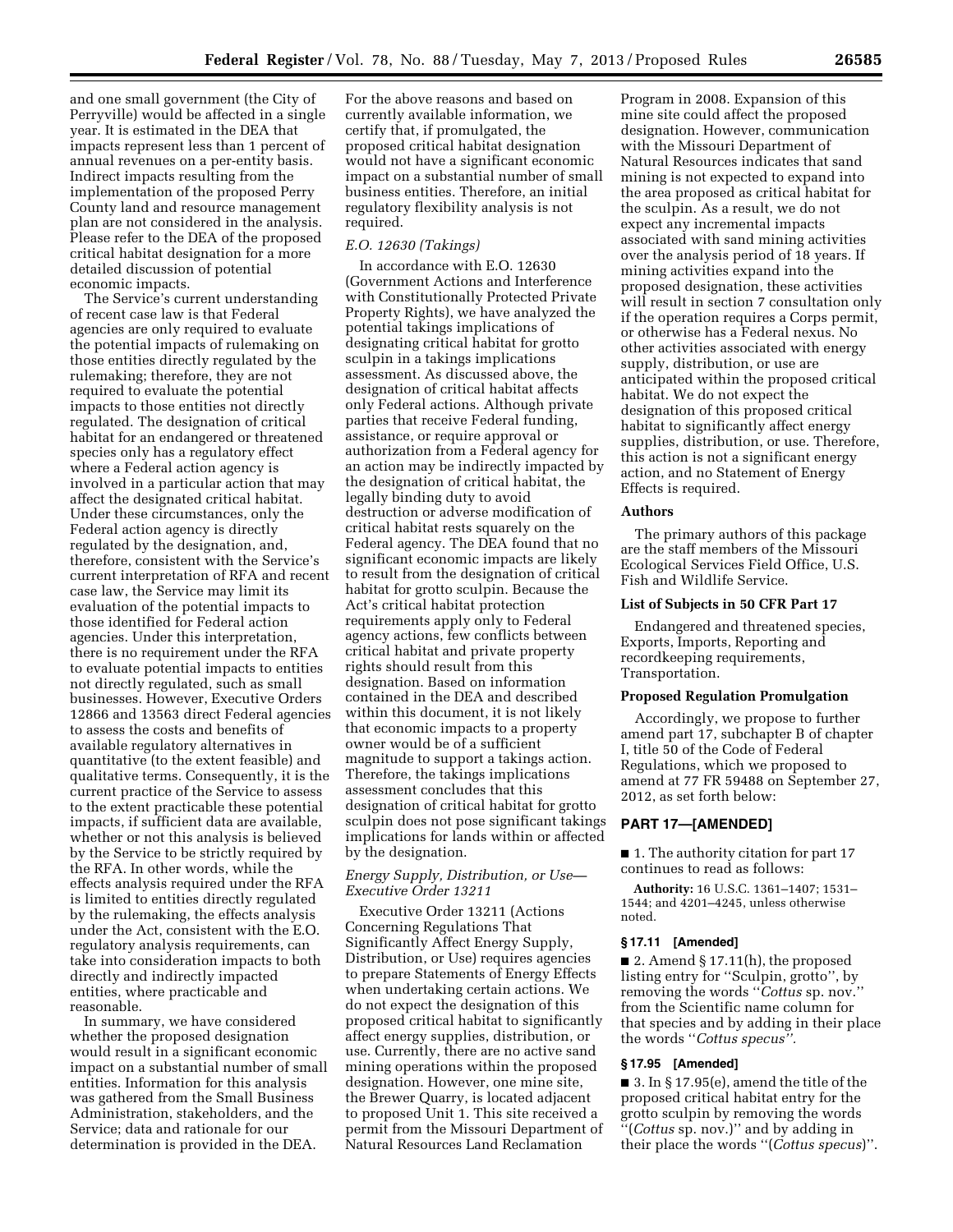and one small government (the City of Perryville) would be affected in a single year. It is estimated in the DEA that impacts represent less than 1 percent of annual revenues on a per-entity basis. Indirect impacts resulting from the implementation of the proposed Perry County land and resource management plan are not considered in the analysis. Please refer to the DEA of the proposed critical habitat designation for a more detailed discussion of potential economic impacts.

The Service's current understanding of recent case law is that Federal agencies are only required to evaluate the potential impacts of rulemaking on those entities directly regulated by the rulemaking; therefore, they are not required to evaluate the potential impacts to those entities not directly regulated. The designation of critical habitat for an endangered or threatened species only has a regulatory effect where a Federal action agency is involved in a particular action that may affect the designated critical habitat. Under these circumstances, only the Federal action agency is directly regulated by the designation, and, therefore, consistent with the Service's current interpretation of RFA and recent case law, the Service may limit its evaluation of the potential impacts to those identified for Federal action agencies. Under this interpretation, there is no requirement under the RFA to evaluate potential impacts to entities not directly regulated, such as small businesses. However, Executive Orders 12866 and 13563 direct Federal agencies to assess the costs and benefits of available regulatory alternatives in quantitative (to the extent feasible) and qualitative terms. Consequently, it is the current practice of the Service to assess to the extent practicable these potential impacts, if sufficient data are available, whether or not this analysis is believed by the Service to be strictly required by the RFA. In other words, while the effects analysis required under the RFA is limited to entities directly regulated by the rulemaking, the effects analysis under the Act, consistent with the E.O. regulatory analysis requirements, can take into consideration impacts to both directly and indirectly impacted entities, where practicable and reasonable.

In summary, we have considered whether the proposed designation would result in a significant economic impact on a substantial number of small entities. Information for this analysis was gathered from the Small Business Administration, stakeholders, and the Service; data and rationale for our determination is provided in the DEA. For the above reasons and based on currently available information, we certify that, if promulgated, the proposed critical habitat designation would not have a significant economic impact on a substantial number of small business entities. Therefore, an initial regulatory flexibility analysis is not required.

*E.O. 12630 (Takings)*

In accordance with E.O. 12630 (Government Actions and Interference with Constitutionally Protected Private Property Rights), we have analyzed the potential takings implications of designating critical habitat for grotto sculpin in a takings implications assessment. As discussed above, the designation of critical habitat affects only Federal actions. Although private parties that receive Federal funding, assistance, or require approval or authorization from a Federal agency for an action may be indirectly impacted by the designation of critical habitat, the legally binding duty to avoid destruction or adverse modification of critical habitat rests squarely on the Federal agency. The DEA found that no significant economic impacts are likely to result from the designation of critical habitat for grotto sculpin. Because the Act's critical habitat protection requirements apply only to Federal agency actions, few conflicts between critical habitat and private property rights should result from this designation. Based on information contained in the DEA and described within this document, it is not likely that economic impacts to a property owner would be of a sufficient magnitude to support a takings action. Therefore, the takings implications assessment concludes that this designation of critical habitat for grotto sculpin does not pose significant takings implications for lands within or affected by the designation.

*Energy Supply, Distribution, or Use—Executive Order 13211*

Executive Order 13211 (Actions Concerning Regulations That Significantly Affect Energy Supply, Distribution, or Use) requires agencies to prepare Statements of Energy Effects when undertaking certain actions. We do not expect the designation of this proposed critical habitat to significantly affect energy supplies, distribution, or use. Currently, there are no active sand mining operations within the proposed designation. However, one mine site, the Brewer Quarry, is located adjacent to proposed Unit 1. This site received a permit from the Missouri Department of Natural Resources Land Reclamation Program in 2008. Expansion of this mine site could affect the proposed designation. However, communication with the Missouri Department of Natural Resources indicates that sand mining is not expected to expand into the area proposed as critical habitat for the sculpin. As a result, we do not expect any incremental impacts associated with sand mining activities over the analysis period of 18 years. If mining activities expand into the proposed designation, these activities will result in section 7 consultation only if the operation requires a Corps permit, or otherwise has a Federal nexus. No other activities associated with energy supply, distribution, or use are anticipated within the proposed critical habitat. We do not expect the designation of this proposed critical habitat to significantly affect energy supplies, distribution, or use. Therefore, this action is not a significant energy action, and no Statement of Energy Effects is required.

## Authors

The primary authors of this package are the staff members of the Missouri Ecological Services Field Office, U.S. Fish and Wildlife Service.

## List of Subjects in 50 CFR Part 17

Endangered and threatened species, Exports, Imports, Reporting and recordkeeping requirements, Transportation.

## Proposed Regulation Promulgation

Accordingly, we propose to further amend part 17, subchapter B of chapter I, title 50 of the Code of Federal Regulations, which we proposed to amend at 77 FR 59488 on September 27, 2012, as set forth below:

## PART 17—[AMENDED]

■ 1. The authority citation for part 17 continues to read as follows:

**Authority:** 16 U.S.C. 1361–1407; 1531–1544; and 4201–4245, unless otherwise noted.

### § 17.11 [Amended]

■ 2. Amend § 17.11(h), the proposed listing entry for "Sculpin, grotto", by removing the words "*Cottus* sp. nov." from the Scientific name column for that species and by adding in their place the words "*Cottus specus*".

### § 17.95 [Amended]

■ 3. In § 17.95(e), amend the title of the proposed critical habitat entry for the grotto sculpin by removing the words "(*Cottus* sp. nov.)" and by adding in their place the words "(*Cottus specus*)".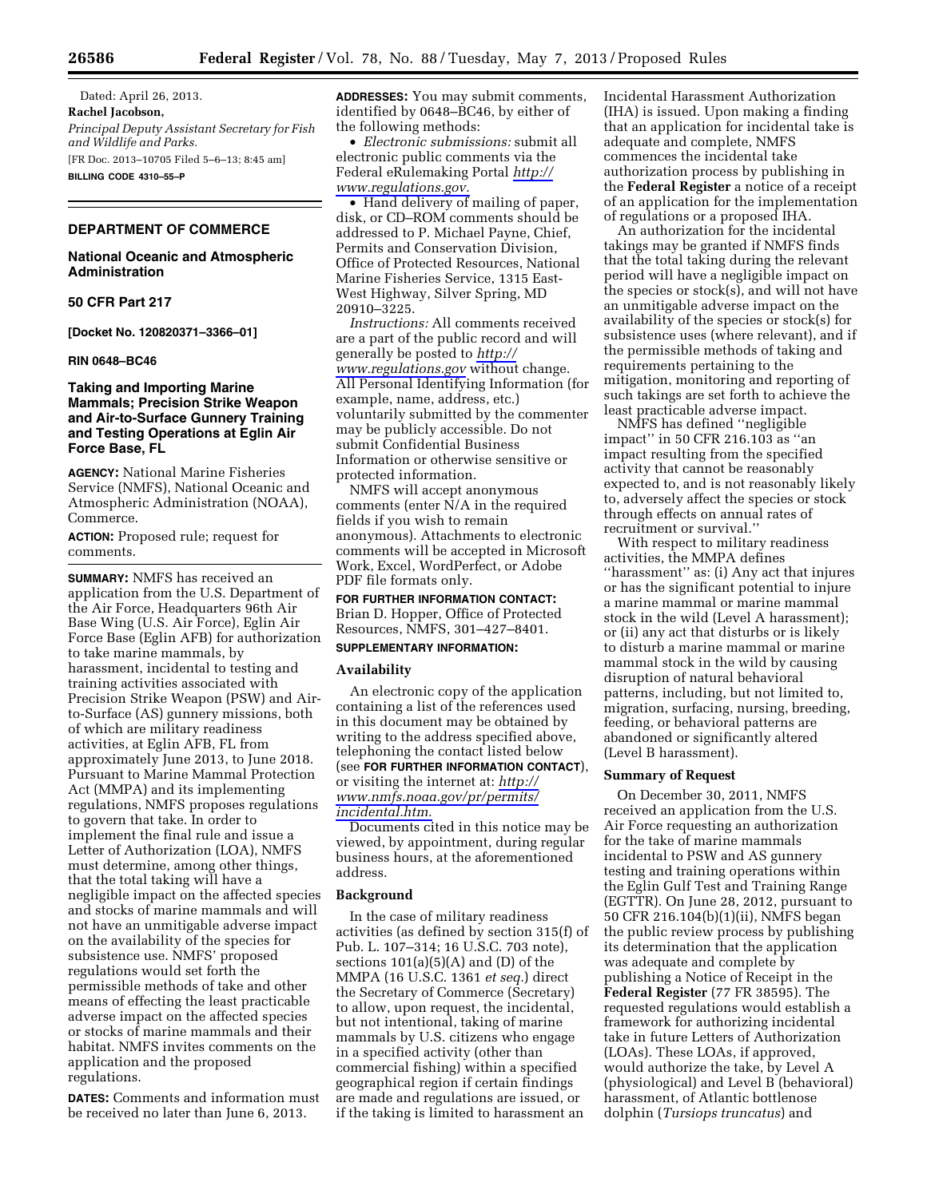Dated: April 26, 2013.

**Rachel Jacobson,**

*Principal Deputy Assistant Secretary for Fish and Wildlife and Parks.*

[FR Doc. 2013–10705 Filed 5–6–13; 8:45 am]

**BILLING CODE 4310–55–P**

---

## DEPARTMENT OF COMMERCE

### National Oceanic and Atmospheric Administration

### 50 CFR Part 217

**[Docket No. 120820371–3366–01]**

**RIN 0648–BC46**

### Taking and Importing Marine Mammals; Precision Strike Weapon and Air-to-Surface Gunnery Training and Testing Operations at Eglin Air Force Base, FL

**AGENCY:** National Marine Fisheries Service (NMFS), National Oceanic and Atmospheric Administration (NOAA), Commerce.

**ACTION:** Proposed rule; request for comments.

**SUMMARY:** NMFS has received an application from the U.S. Department of the Air Force, Headquarters 96th Air Base Wing (U.S. Air Force), Eglin Air Force Base (Eglin AFB) for authorization to take marine mammals, by harassment, incidental to testing and training activities associated with Precision Strike Weapon (PSW) and Air-to-Surface (AS) gunnery missions, both of which are military readiness activities, at Eglin AFB, FL from approximately June 2013, to June 2018. Pursuant to Marine Mammal Protection Act (MMPA) and its implementing regulations, NMFS proposes regulations to govern that take. In order to implement the final rule and issue a Letter of Authorization (LOA), NMFS must determine, among other things, that the total taking will have a negligible impact on the affected species and stocks of marine mammals and will not have an unmitigable adverse impact on the availability of the species for subsistence use. NMFS' proposed regulations would set forth the permissible methods of take and other means of effecting the least practicable adverse impact on the affected species or stocks of marine mammals and their habitat. NMFS invites comments on the application and the proposed regulations.

**DATES:** Comments and information must be received no later than June 6, 2013.

**ADDRESSES:** You may submit comments, identified by 0648–BC46, by either of the following methods:

- *Electronic submissions:* submit all electronic public comments via the Federal eRulemaking Portal *http://www.regulations.gov.*
- Hand delivery of mailing of paper, disk, or CD–ROM comments should be addressed to P. Michael Payne, Chief, Permits and Conservation Division, Office of Protected Resources, National Marine Fisheries Service, 1315 East-West Highway, Silver Spring, MD 20910–3225.

*Instructions:* All comments received are a part of the public record and will generally be posted to *http://www.regulations.gov* without change. All Personal Identifying Information (for example, name, address, etc.) voluntarily submitted by the commenter may be publicly accessible. Do not submit Confidential Business Information or otherwise sensitive or protected information.

NMFS will accept anonymous comments (enter N/A in the required fields if you wish to remain anonymous). Attachments to electronic comments will be accepted in Microsoft Work, Excel, WordPerfect, or Adobe PDF file formats only.

**FOR FURTHER INFORMATION CONTACT:** Brian D. Hopper, Office of Protected Resources, NMFS, 301–427–8401.

**SUPPLEMENTARY INFORMATION:**

**Availability**

An electronic copy of the application containing a list of the references used in this document may be obtained by writing to the address specified above, telephoning the contact listed below (see **FOR FURTHER INFORMATION CONTACT**), or visiting the internet at: *http://www.nmfs.noaa.gov/pr/permits/incidental.htm.*

Documents cited in this notice may be viewed, by appointment, during regular business hours, at the aforementioned address.

**Background**

In the case of military readiness activities (as defined by section 315(f) of Pub. L. 107–314; 16 U.S.C. 703 note), sections 101(a)(5)(A) and (D) of the MMPA (16 U.S.C. 1361 *et seq.*) direct the Secretary of Commerce (Secretary) to allow, upon request, the incidental, but not intentional, taking of marine mammals by U.S. citizens who engage in a specified activity (other than commercial fishing) within a specified geographical region if certain findings are made and regulations are issued, or if the taking is limited to harassment an Incidental Harassment Authorization (IHA) is issued. Upon making a finding that an application for incidental take is adequate and complete, NMFS commences the incidental take authorization process by publishing in the **Federal Register** a notice of a receipt of an application for the implementation of regulations or a proposed IHA.

An authorization for the incidental takings may be granted if NMFS finds that the total taking during the relevant period will have a negligible impact on the species or stock(s), and will not have an unmitigable adverse impact on the availability of the species or stock(s) for subsistence uses (where relevant), and if the permissible methods of taking and requirements pertaining to the mitigation, monitoring and reporting of such takings are set forth to achieve the least practicable adverse impact.

NMFS has defined ''negligible impact'' in 50 CFR 216.103 as ''an impact resulting from the specified activity that cannot be reasonably expected to, and is not reasonably likely to, adversely affect the species or stock through effects on annual rates of recruitment or survival.''

With respect to military readiness activities, the MMPA defines ''harassment'' as: (i) Any act that injures or has the significant potential to injure a marine mammal or marine mammal stock in the wild (Level A harassment); or (ii) any act that disturbs or is likely to disturb a marine mammal or marine mammal stock in the wild by causing disruption of natural behavioral patterns, including, but not limited to, migration, surfacing, nursing, breeding, feeding, or behavioral patterns are abandoned or significantly altered (Level B harassment).

**Summary of Request**

On December 30, 2011, NMFS received an application from the U.S. Air Force requesting an authorization for the take of marine mammals incidental to PSW and AS gunnery testing and training operations within the Eglin Gulf Test and Training Range (EGTTR). On June 28, 2012, pursuant to 50 CFR 216.104(b)(1)(ii), NMFS began the public review process by publishing its determination that the application was adequate and complete by publishing a Notice of Receipt in the **Federal Register** (77 FR 38595). The requested regulations would establish a framework for authorizing incidental take in future Letters of Authorization (LOAs). These LOAs, if approved, would authorize the take, by Level A (physiological) and Level B (behavioral) harassment, of Atlantic bottlenose dolphin (*Tursiops truncatus*) and